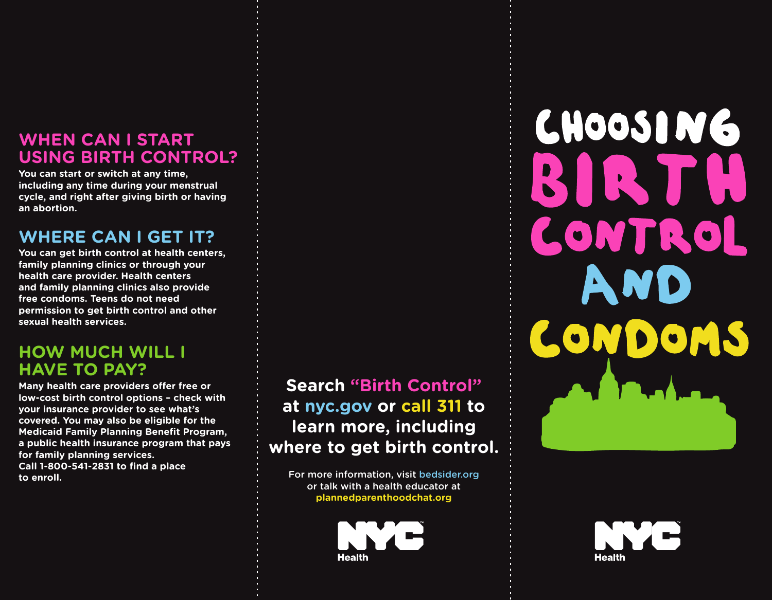## WHEN CAN I START USING BIRTH CONTROL?

**You can start or switch at any time, including any time during your menstrual cycle, and right after giving birth or having an abortion.**

## WHERE CAN I GET IT?

**You can get birth control at health centers, family planning clinics or through your health care provider. Health centers and family planning clinics also provide free condoms. Teens do not need permission to get birth control and other sexual health services.**

## HOW MUCH WILL I HAVE TO PAY?

**Many health care providers offer free or low-cost birth control options – check with your insurance provider to see what's covered. You may also be eligible for the Medicaid Family Planning Benefit Program, a public health insurance program that pays for family planning services. Call 1-800-541-2831 to find a place to enroll.**

**Search "Birth Control" at nyc.gov or call 311 to learn more, including where to get birth control.**

For more information, visit bedsider.org or talk with a health educator at **plannedparenthoodchat.org**

NYC Health

# CHOOSING BIRTH CONTROL AND CONDOMS

NYC Health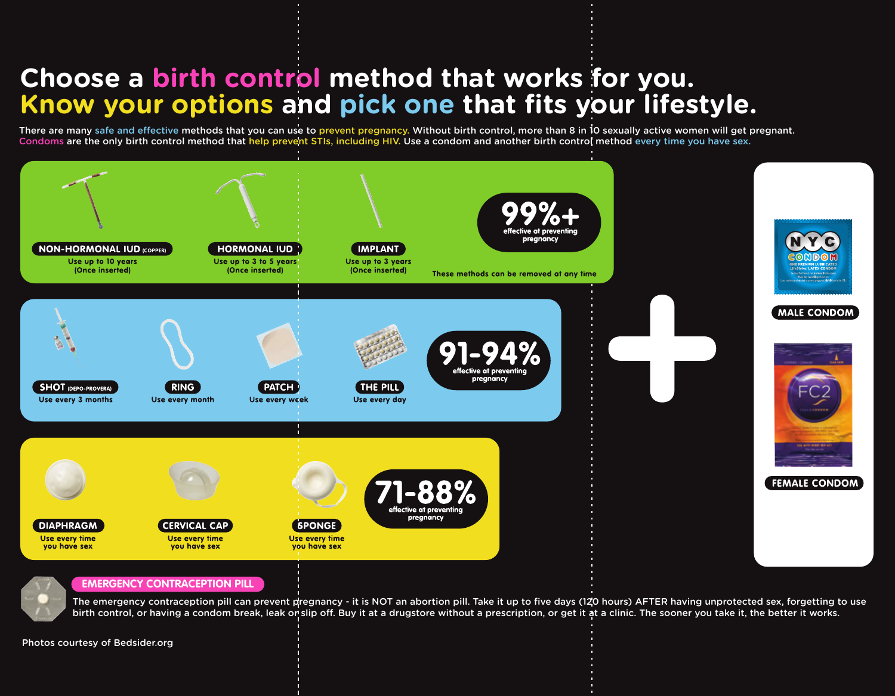# Choose a birth control method that works for you. Know your options and pick one that fits your lifestyle.

There are many safe and effective methods that you can use to prevent pregnancy. Without birth control, more than 8 in 10 sexually active women will get pregnant. Condoms are the only birth control method that help prevent STIs, including HIV. Use a condom and another birth control method every time you have sex.

## 99%+ effective at preventing pregnancy

**NON-HORMONAL IUD** (COPPER)
Use up to 10 years
(Once inserted)

**HORMONAL IUD**
Use up to 3 to 5 years
(Once inserted)

**IMPLANT**
Use up to 3 years
(Once inserted)

These methods can be removed at any time

## 91-94% effective at preventing pregnancy

**SHOT** (DEPO-PROVERA)
Use every 3 months

**RING**
Use every month

**PATCH**
Use every week

**THE PILL**
Use every day

## 71-88% effective at preventing pregnancy

**DIAPHRAGM**
Use every time you have sex

**CERVICAL CAP**
Use every time you have sex

**SPONGE**
Use every time you have sex

## +

**MALE CONDOM**

**FEMALE CONDOM**

## EMERGENCY CONTRACEPTION PILL

The emergency contraception pill can prevent pregnancy - it is NOT an abortion pill. Take it up to five days (120 hours) AFTER having unprotected sex, forgetting to use birth control, or having a condom break, leak or slip off. Buy it at a drugstore without a prescription, or get it at a clinic. The sooner you take it, the better it works.

Photos courtesy of Bedsider.org